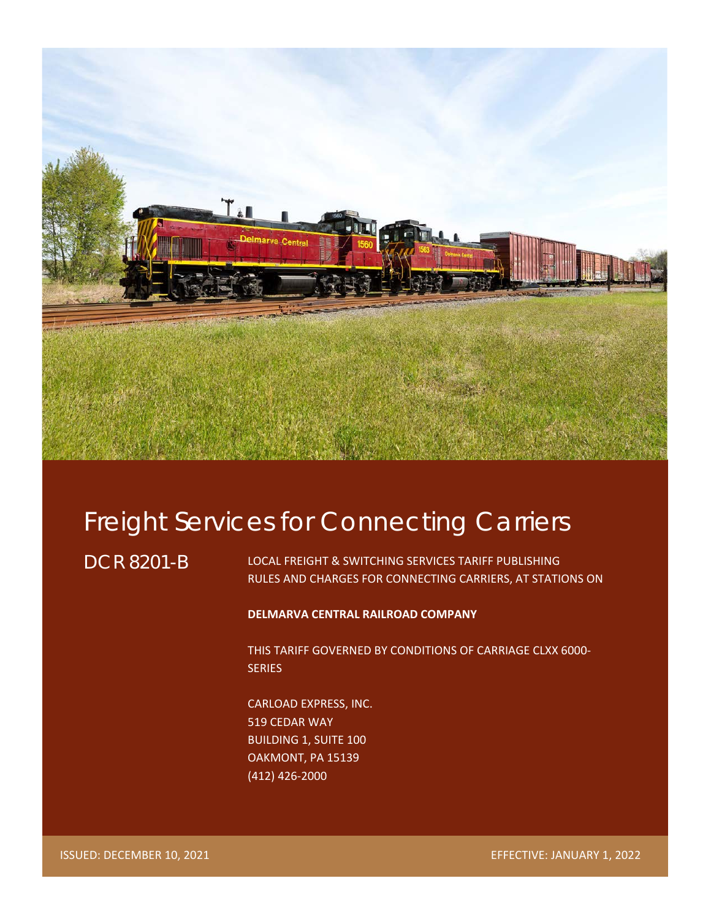# Freight Services for Connecting Carriers

## DCR 8201-B

LOCAL FREIGHT & SWITCHING SERVICES TARIFF PUBLISHING RULES AND CHARGES FOR CONNECTING CARRIERS, AT STATIONS ON

**DELMARVA CENTRAL RAILROAD COMPANY**

THIS TARIFF GOVERNED BY CONDITIONS OF CARRIAGE CLXX 6000-SERIES

CARLOAD EXPRESS, INC.
519 CEDAR WAY
BUILDING 1, SUITE 100
OAKMONT, PA 15139
(412) 426-2000

ISSUED: DECEMBER 10, 2021

EFFECTIVE: JANUARY 1, 2022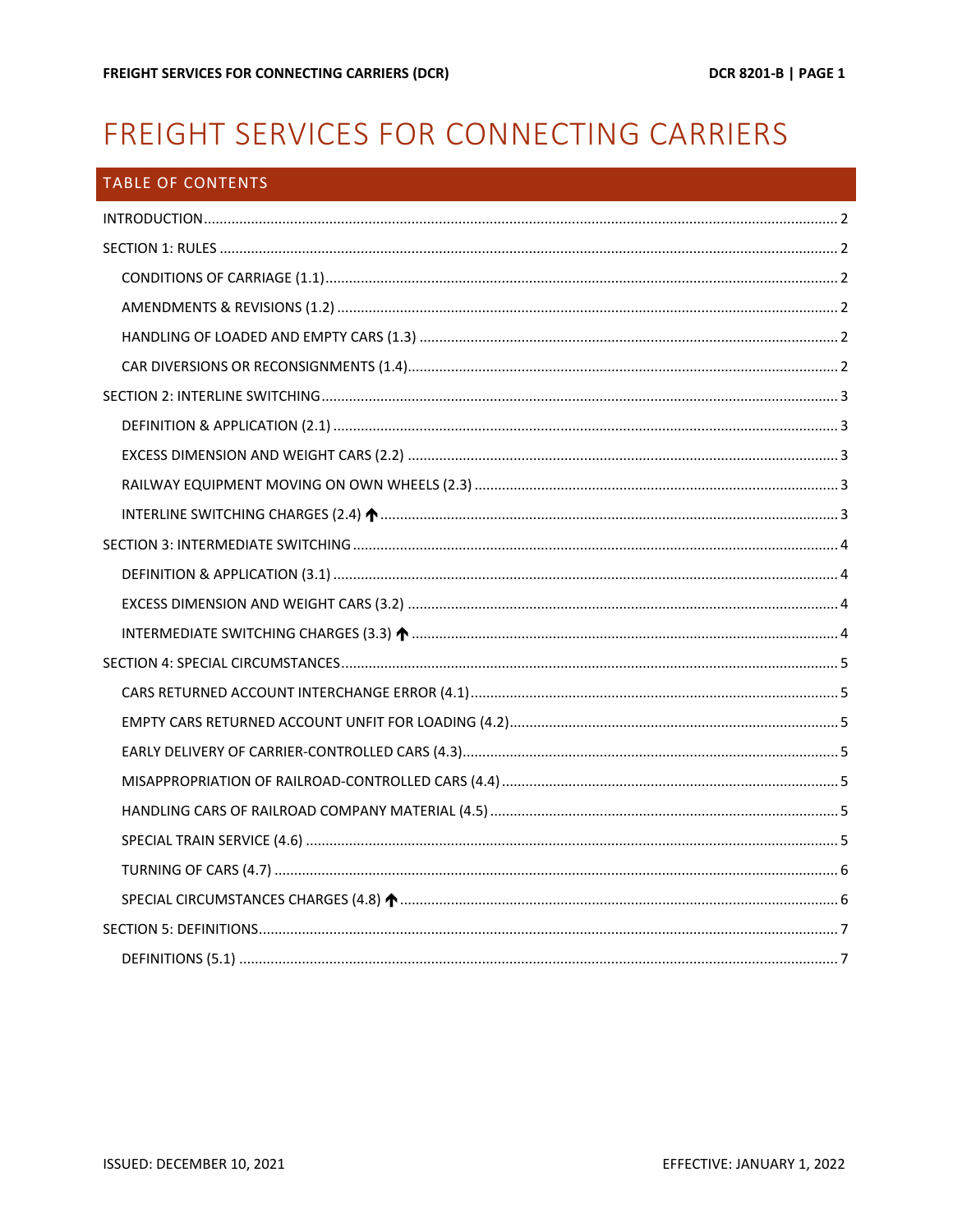# FREIGHT SERVICES FOR CONNECTING CARRIERS

## TABLE OF CONTENTS

INTRODUCTION ..... 2

SECTION 1: RULES ..... 2

- CONDITIONS OF CARRIAGE (1.1) ..... 2
- AMENDMENTS & REVISIONS (1.2) ..... 2
- HANDLING OF LOADED AND EMPTY CARS (1.3) ..... 2
- CAR DIVERSIONS OR RECONSIGNMENTS (1.4) ..... 2

SECTION 2: INTERLINE SWITCHING ..... 3

- DEFINITION & APPLICATION (2.1) ..... 3
- EXCESS DIMENSION AND WEIGHT CARS (2.2) ..... 3
- RAILWAY EQUIPMENT MOVING ON OWN WHEELS (2.3) ..... 3
- INTERLINE SWITCHING CHARGES (2.4) ↑ ..... 3

SECTION 3: INTERMEDIATE SWITCHING ..... 4

- DEFINITION & APPLICATION (3.1) ..... 4
- EXCESS DIMENSION AND WEIGHT CARS (3.2) ..... 4
- INTERMEDIATE SWITCHING CHARGES (3.3) ↑ ..... 4

SECTION 4: SPECIAL CIRCUMSTANCES ..... 5

- CARS RETURNED ACCOUNT INTERCHANGE ERROR (4.1) ..... 5
- EMPTY CARS RETURNED ACCOUNT UNFIT FOR LOADING (4.2) ..... 5
- EARLY DELIVERY OF CARRIER-CONTROLLED CARS (4.3) ..... 5
- MISAPPROPRIATION OF RAILROAD-CONTROLLED CARS (4.4) ..... 5
- HANDLING CARS OF RAILROAD COMPANY MATERIAL (4.5) ..... 5
- SPECIAL TRAIN SERVICE (4.6) ..... 5
- TURNING OF CARS (4.7) ..... 6
- SPECIAL CIRCUMSTANCES CHARGES (4.8) ↑ ..... 6

SECTION 5: DEFINITIONS ..... 7

- DEFINITIONS (5.1) ..... 7

ISSUED: DECEMBER 10, 2021

EFFECTIVE: JANUARY 1, 2022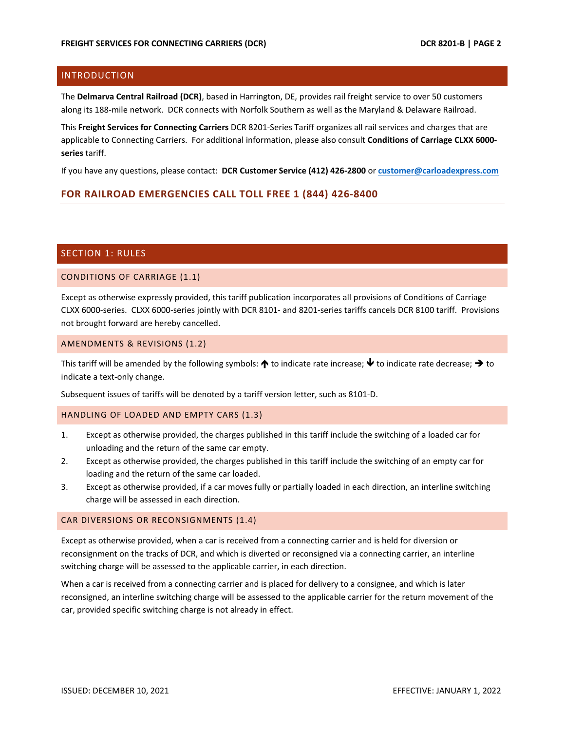## INTRODUCTION

The **Delmarva Central Railroad (DCR)**, based in Harrington, DE, provides rail freight service to over 50 customers along its 188-mile network. DCR connects with Norfolk Southern as well as the Maryland & Delaware Railroad.

This **Freight Services for Connecting Carriers** DCR 8201-Series Tariff organizes all rail services and charges that are applicable to Connecting Carriers. For additional information, please also consult **Conditions of Carriage CLXX 6000-series** tariff.

If you have any questions, please contact: **DCR Customer Service (412) 426-2800** or **customer@carloadexpress.com**

### FOR RAILROAD EMERGENCIES CALL TOLL FREE 1 (844) 426-8400

## SECTION 1: RULES

### CONDITIONS OF CARRIAGE (1.1)

Except as otherwise expressly provided, this tariff publication incorporates all provisions of Conditions of Carriage CLXX 6000-series. CLXX 6000-series jointly with DCR 8101- and 8201-series tariffs cancels DCR 8100 tariff. Provisions not brought forward are hereby cancelled.

### AMENDMENTS & REVISIONS (1.2)

This tariff will be amended by the following symbols: ↑ to indicate rate increase; ↓ to indicate rate decrease; → to indicate a text-only change.

Subsequent issues of tariffs will be denoted by a tariff version letter, such as 8101-D.

### HANDLING OF LOADED AND EMPTY CARS (1.3)

1. Except as otherwise provided, the charges published in this tariff include the switching of a loaded car for unloading and the return of the same car empty.
2. Except as otherwise provided, the charges published in this tariff include the switching of an empty car for loading and the return of the same car loaded.
3. Except as otherwise provided, if a car moves fully or partially loaded in each direction, an interline switching charge will be assessed in each direction.

### CAR DIVERSIONS OR RECONSIGNMENTS (1.4)

Except as otherwise provided, when a car is received from a connecting carrier and is held for diversion or reconsignment on the tracks of DCR, and which is diverted or reconsigned via a connecting carrier, an interline switching charge will be assessed to the applicable carrier, in each direction.

When a car is received from a connecting carrier and is placed for delivery to a consignee, and which is later reconsigned, an interline switching charge will be assessed to the applicable carrier for the return movement of the car, provided specific switching charge is not already in effect.

ISSUED: DECEMBER 10, 2021 EFFECTIVE: JANUARY 1, 2022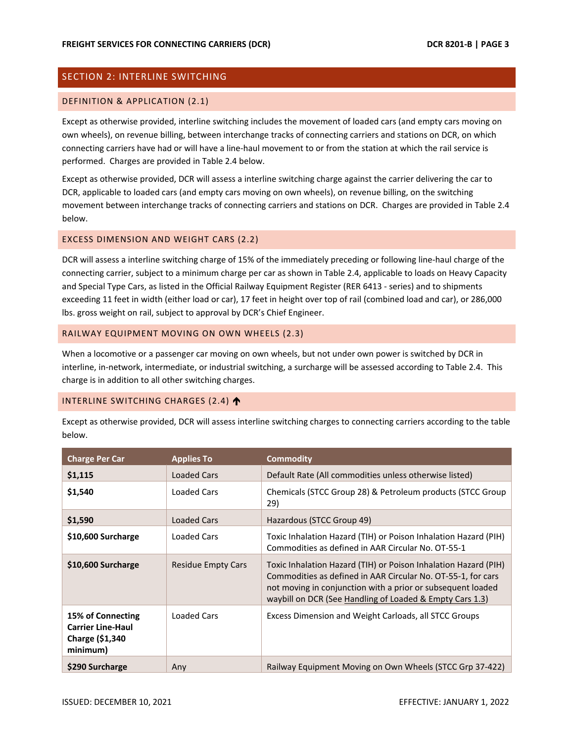## SECTION 2: INTERLINE SWITCHING

### DEFINITION & APPLICATION (2.1)

Except as otherwise provided, interline switching includes the movement of loaded cars (and empty cars moving on own wheels), on revenue billing, between interchange tracks of connecting carriers and stations on DCR, on which connecting carriers have had or will have a line-haul movement to or from the station at which the rail service is performed. Charges are provided in Table 2.4 below.

Except as otherwise provided, DCR will assess a interline switching charge against the carrier delivering the car to DCR, applicable to loaded cars (and empty cars moving on own wheels), on revenue billing, on the switching movement between interchange tracks of connecting carriers and stations on DCR. Charges are provided in Table 2.4 below.

### EXCESS DIMENSION AND WEIGHT CARS (2.2)

DCR will assess a interline switching charge of 15% of the immediately preceding or following line-haul charge of the connecting carrier, subject to a minimum charge per car as shown in Table 2.4, applicable to loads on Heavy Capacity and Special Type Cars, as listed in the Official Railway Equipment Register (RER 6413 - series) and to shipments exceeding 11 feet in width (either load or car), 17 feet in height over top of rail (combined load and car), or 286,000 lbs. gross weight on rail, subject to approval by DCR's Chief Engineer.

### RAILWAY EQUIPMENT MOVING ON OWN WHEELS (2.3)

When a locomotive or a passenger car moving on own wheels, but not under own power is switched by DCR in interline, in-network, intermediate, or industrial switching, a surcharge will be assessed according to Table 2.4. This charge is in addition to all other switching charges.

### INTERLINE SWITCHING CHARGES (2.4) ↑

Except as otherwise provided, DCR will assess interline switching charges to connecting carriers according to the table below.

| Charge Per Car | Applies To | Commodity |
|---|---|---|
| **$1,115** | Loaded Cars | Default Rate (All commodities unless otherwise listed) |
| **$1,540** | Loaded Cars | Chemicals (STCC Group 28) & Petroleum products (STCC Group 29) |
| **$1,590** | Loaded Cars | Hazardous (STCC Group 49) |
| **$10,600 Surcharge** | Loaded Cars | Toxic Inhalation Hazard (TIH) or Poison Inhalation Hazard (PIH) Commodities as defined in AAR Circular No. OT-55-1 |
| **$10,600 Surcharge** | Residue Empty Cars | Toxic Inhalation Hazard (TIH) or Poison Inhalation Hazard (PIH) Commodities as defined in AAR Circular No. OT-55-1, for cars not moving in conjunction with a prior or subsequent loaded waybill on DCR (See Handling of Loaded & Empty Cars 1.3) |
| **15% of Connecting Carrier Line-Haul Charge ($1,340 minimum)** | Loaded Cars | Excess Dimension and Weight Carloads, all STCC Groups |
| **$290 Surcharge** | Any | Railway Equipment Moving on Own Wheels (STCC Grp 37-422) |

ISSUED: DECEMBER 10, 2021 EFFECTIVE: JANUARY 1, 2022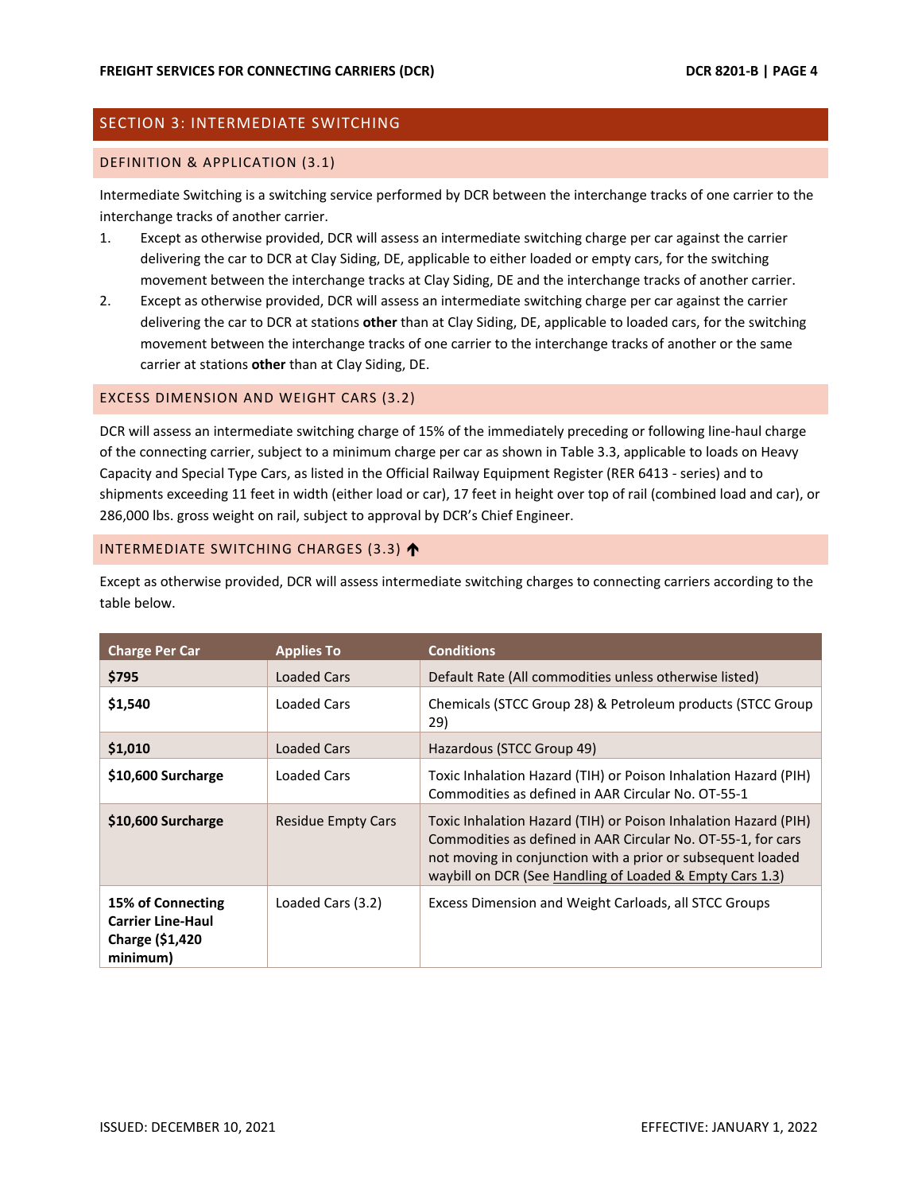## SECTION 3: INTERMEDIATE SWITCHING

### DEFINITION & APPLICATION (3.1)

Intermediate Switching is a switching service performed by DCR between the interchange tracks of one carrier to the interchange tracks of another carrier.

1. Except as otherwise provided, DCR will assess an intermediate switching charge per car against the carrier delivering the car to DCR at Clay Siding, DE, applicable to either loaded or empty cars, for the switching movement between the interchange tracks at Clay Siding, DE and the interchange tracks of another carrier.
2. Except as otherwise provided, DCR will assess an intermediate switching charge per car against the carrier delivering the car to DCR at stations **other** than at Clay Siding, DE, applicable to loaded cars, for the switching movement between the interchange tracks of one carrier to the interchange tracks of another or the same carrier at stations **other** than at Clay Siding, DE.

### EXCESS DIMENSION AND WEIGHT CARS (3.2)

DCR will assess an intermediate switching charge of 15% of the immediately preceding or following line-haul charge of the connecting carrier, subject to a minimum charge per car as shown in Table 3.3, applicable to loads on Heavy Capacity and Special Type Cars, as listed in the Official Railway Equipment Register (RER 6413 - series) and to shipments exceeding 11 feet in width (either load or car), 17 feet in height over top of rail (combined load and car), or 286,000 lbs. gross weight on rail, subject to approval by DCR's Chief Engineer.

### INTERMEDIATE SWITCHING CHARGES (3.3) ↑

Except as otherwise provided, DCR will assess intermediate switching charges to connecting carriers according to the table below.

| Charge Per Car | Applies To | Conditions |
|---|---|---|
| **$795** | Loaded Cars | Default Rate (All commodities unless otherwise listed) |
| **$1,540** | Loaded Cars | Chemicals (STCC Group 28) & Petroleum products (STCC Group 29) |
| **$1,010** | Loaded Cars | Hazardous (STCC Group 49) |
| **$10,600 Surcharge** | Loaded Cars | Toxic Inhalation Hazard (TIH) or Poison Inhalation Hazard (PIH) Commodities as defined in AAR Circular No. OT-55-1 |
| **$10,600 Surcharge** | Residue Empty Cars | Toxic Inhalation Hazard (TIH) or Poison Inhalation Hazard (PIH) Commodities as defined in AAR Circular No. OT-55-1, for cars not moving in conjunction with a prior or subsequent loaded waybill on DCR (See Handling of Loaded & Empty Cars 1.3) |
| **15% of Connecting Carrier Line-Haul Charge ($1,420 minimum)** | Loaded Cars (3.2) | Excess Dimension and Weight Carloads, all STCC Groups |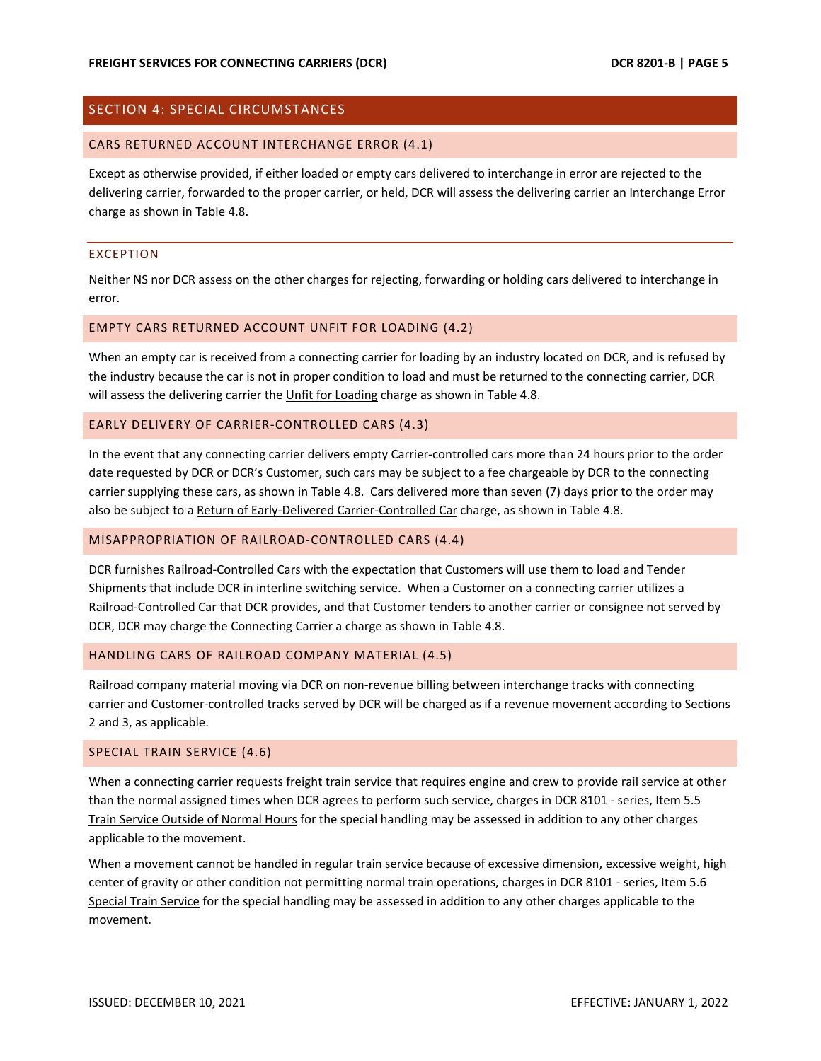## SECTION 4: SPECIAL CIRCUMSTANCES

### CARS RETURNED ACCOUNT INTERCHANGE ERROR (4.1)

Except as otherwise provided, if either loaded or empty cars delivered to interchange in error are rejected to the delivering carrier, forwarded to the proper carrier, or held, DCR will assess the delivering carrier an Interchange Error charge as shown in Table 4.8.

#### EXCEPTION

Neither NS nor DCR assess on the other charges for rejecting, forwarding or holding cars delivered to interchange in error.

### EMPTY CARS RETURNED ACCOUNT UNFIT FOR LOADING (4.2)

When an empty car is received from a connecting carrier for loading by an industry located on DCR, and is refused by the industry because the car is not in proper condition to load and must be returned to the connecting carrier, DCR will assess the delivering carrier the Unfit for Loading charge as shown in Table 4.8.

### EARLY DELIVERY OF CARRIER-CONTROLLED CARS (4.3)

In the event that any connecting carrier delivers empty Carrier-controlled cars more than 24 hours prior to the order date requested by DCR or DCR's Customer, such cars may be subject to a fee chargeable by DCR to the connecting carrier supplying these cars, as shown in Table 4.8. Cars delivered more than seven (7) days prior to the order may also be subject to a Return of Early-Delivered Carrier-Controlled Car charge, as shown in Table 4.8.

### MISAPPROPRIATION OF RAILROAD-CONTROLLED CARS (4.4)

DCR furnishes Railroad-Controlled Cars with the expectation that Customers will use them to load and Tender Shipments that include DCR in interline switching service. When a Customer on a connecting carrier utilizes a Railroad-Controlled Car that DCR provides, and that Customer tenders to another carrier or consignee not served by DCR, DCR may charge the Connecting Carrier a charge as shown in Table 4.8.

### HANDLING CARS OF RAILROAD COMPANY MATERIAL (4.5)

Railroad company material moving via DCR on non-revenue billing between interchange tracks with connecting carrier and Customer-controlled tracks served by DCR will be charged as if a revenue movement according to Sections 2 and 3, as applicable.

### SPECIAL TRAIN SERVICE (4.6)

When a connecting carrier requests freight train service that requires engine and crew to provide rail service at other than the normal assigned times when DCR agrees to perform such service, charges in DCR 8101 - series, Item 5.5 Train Service Outside of Normal Hours for the special handling may be assessed in addition to any other charges applicable to the movement.

When a movement cannot be handled in regular train service because of excessive dimension, excessive weight, high center of gravity or other condition not permitting normal train operations, charges in DCR 8101 - series, Item 5.6 Special Train Service for the special handling may be assessed in addition to any other charges applicable to the movement.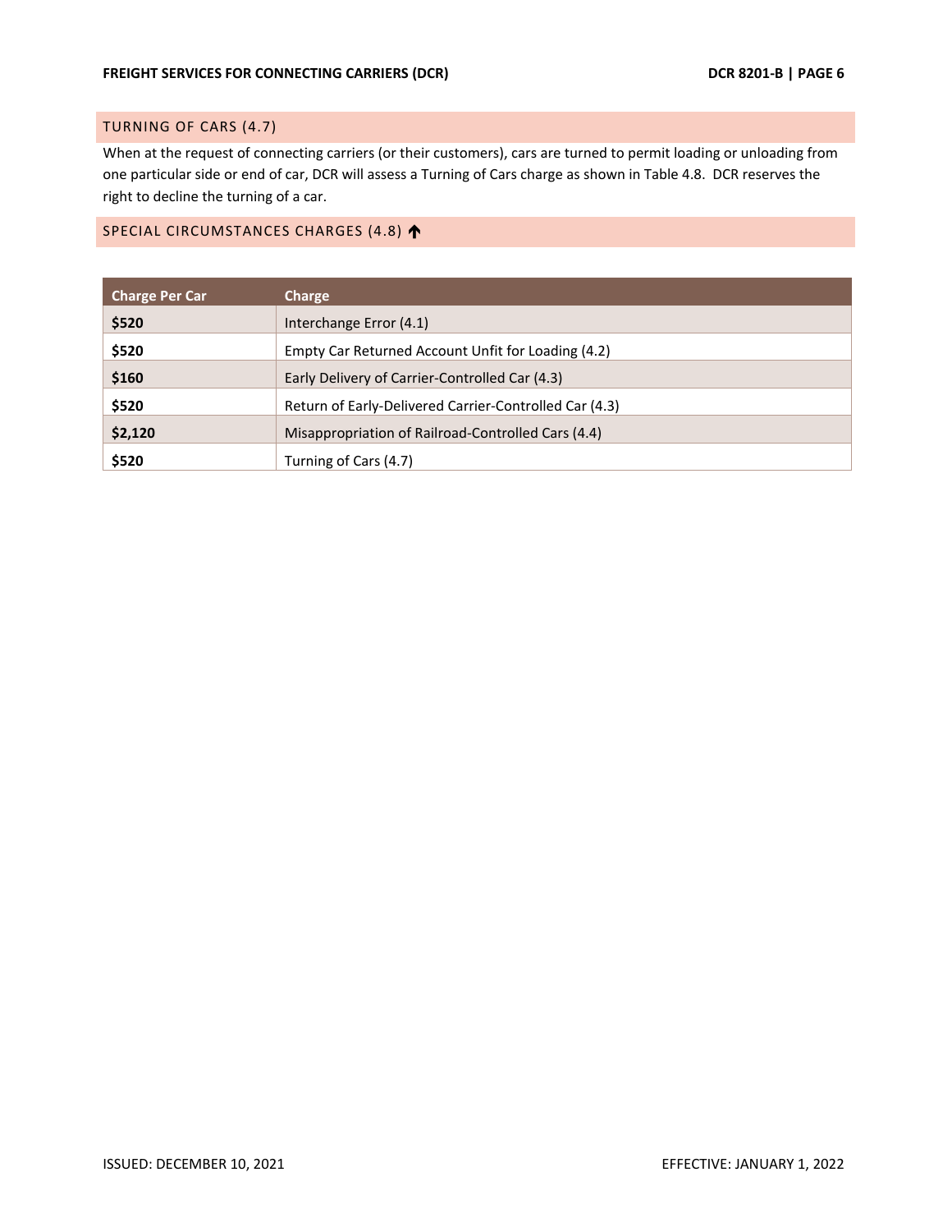## TURNING OF CARS (4.7)

When at the request of connecting carriers (or their customers), cars are turned to permit loading or unloading from one particular side or end of car, DCR will assess a Turning of Cars charge as shown in Table 4.8. DCR reserves the right to decline the turning of a car.

## SPECIAL CIRCUMSTANCES CHARGES (4.8) ↑

| Charge Per Car | Charge |
|---|---|
| **$520** | Interchange Error (4.1) |
| **$520** | Empty Car Returned Account Unfit for Loading (4.2) |
| **$160** | Early Delivery of Carrier-Controlled Car (4.3) |
| **$520** | Return of Early-Delivered Carrier-Controlled Car (4.3) |
| **$2,120** | Misappropriation of Railroad-Controlled Cars (4.4) |
| **$520** | Turning of Cars (4.7) |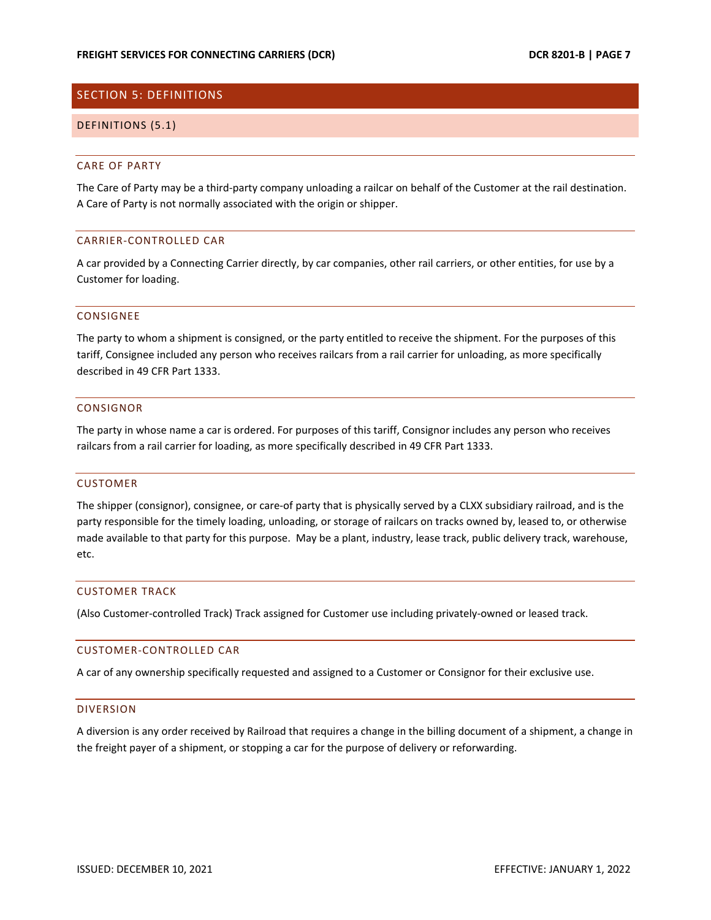## SECTION 5: DEFINITIONS

### DEFINITIONS (5.1)

#### CARE OF PARTY

The Care of Party may be a third-party company unloading a railcar on behalf of the Customer at the rail destination. A Care of Party is not normally associated with the origin or shipper.

#### CARRIER-CONTROLLED CAR

A car provided by a Connecting Carrier directly, by car companies, other rail carriers, or other entities, for use by a Customer for loading.

#### CONSIGNEE

The party to whom a shipment is consigned, or the party entitled to receive the shipment. For the purposes of this tariff, Consignee included any person who receives railcars from a rail carrier for unloading, as more specifically described in 49 CFR Part 1333.

#### CONSIGNOR

The party in whose name a car is ordered. For purposes of this tariff, Consignor includes any person who receives railcars from a rail carrier for loading, as more specifically described in 49 CFR Part 1333.

#### CUSTOMER

The shipper (consignor), consignee, or care-of party that is physically served by a CLXX subsidiary railroad, and is the party responsible for the timely loading, unloading, or storage of railcars on tracks owned by, leased to, or otherwise made available to that party for this purpose. May be a plant, industry, lease track, public delivery track, warehouse, etc.

#### CUSTOMER TRACK

(Also Customer-controlled Track) Track assigned for Customer use including privately-owned or leased track.

#### CUSTOMER-CONTROLLED CAR

A car of any ownership specifically requested and assigned to a Customer or Consignor for their exclusive use.

#### DIVERSION

A diversion is any order received by Railroad that requires a change in the billing document of a shipment, a change in the freight payer of a shipment, or stopping a car for the purpose of delivery or reforwarding.

ISSUED: DECEMBER 10, 2021

EFFECTIVE: JANUARY 1, 2022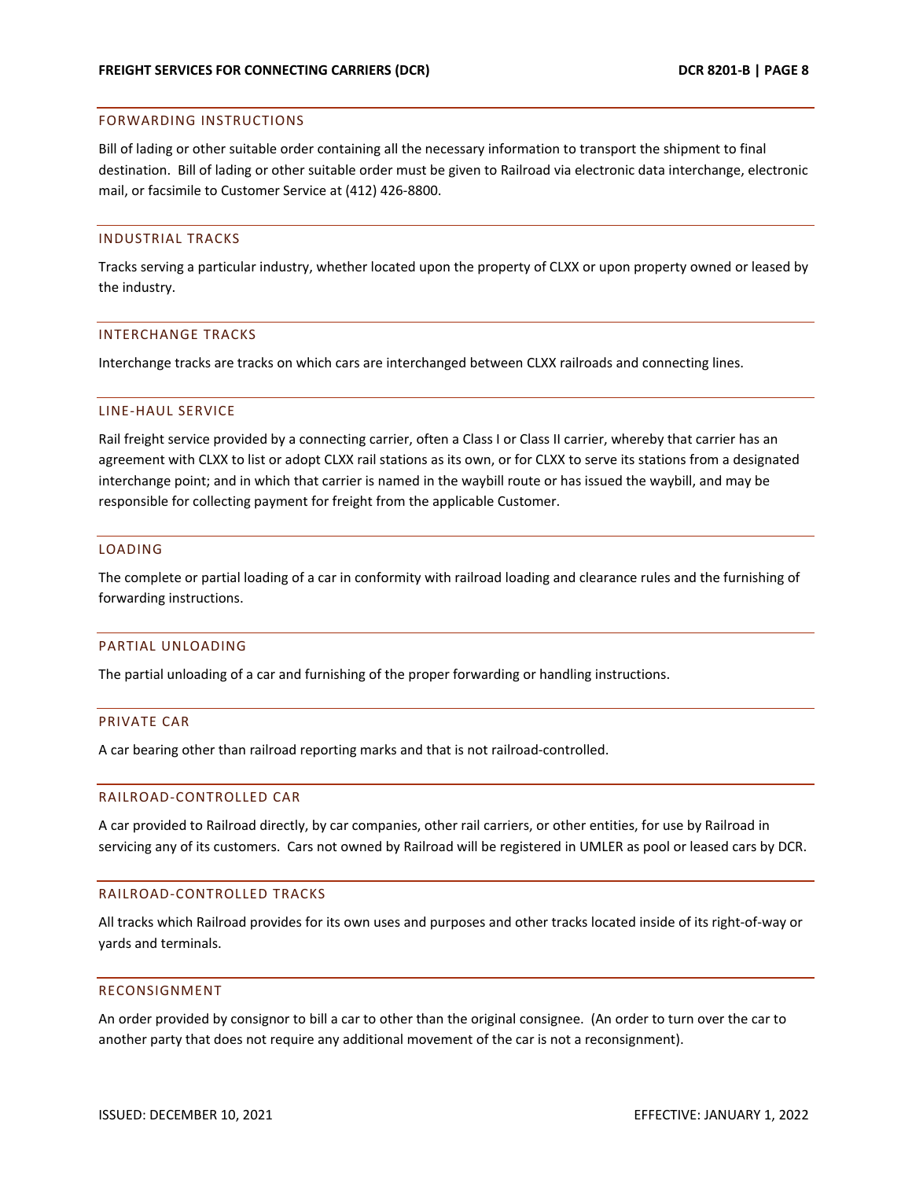## FORWARDING INSTRUCTIONS

Bill of lading or other suitable order containing all the necessary information to transport the shipment to final destination. Bill of lading or other suitable order must be given to Railroad via electronic data interchange, electronic mail, or facsimile to Customer Service at (412) 426-8800.

## INDUSTRIAL TRACKS

Tracks serving a particular industry, whether located upon the property of CLXX or upon property owned or leased by the industry.

## INTERCHANGE TRACKS

Interchange tracks are tracks on which cars are interchanged between CLXX railroads and connecting lines.

## LINE-HAUL SERVICE

Rail freight service provided by a connecting carrier, often a Class I or Class II carrier, whereby that carrier has an agreement with CLXX to list or adopt CLXX rail stations as its own, or for CLXX to serve its stations from a designated interchange point; and in which that carrier is named in the waybill route or has issued the waybill, and may be responsible for collecting payment for freight from the applicable Customer.

## LOADING

The complete or partial loading of a car in conformity with railroad loading and clearance rules and the furnishing of forwarding instructions.

## PARTIAL UNLOADING

The partial unloading of a car and furnishing of the proper forwarding or handling instructions.

## PRIVATE CAR

A car bearing other than railroad reporting marks and that is not railroad-controlled.

## RAILROAD-CONTROLLED CAR

A car provided to Railroad directly, by car companies, other rail carriers, or other entities, for use by Railroad in servicing any of its customers. Cars not owned by Railroad will be registered in UMLER as pool or leased cars by DCR.

## RAILROAD-CONTROLLED TRACKS

All tracks which Railroad provides for its own uses and purposes and other tracks located inside of its right-of-way or yards and terminals.

## RECONSIGNMENT

An order provided by consignor to bill a car to other than the original consignee. (An order to turn over the car to another party that does not require any additional movement of the car is not a reconsignment).

ISSUED: DECEMBER 10, 2021 EFFECTIVE: JANUARY 1, 2022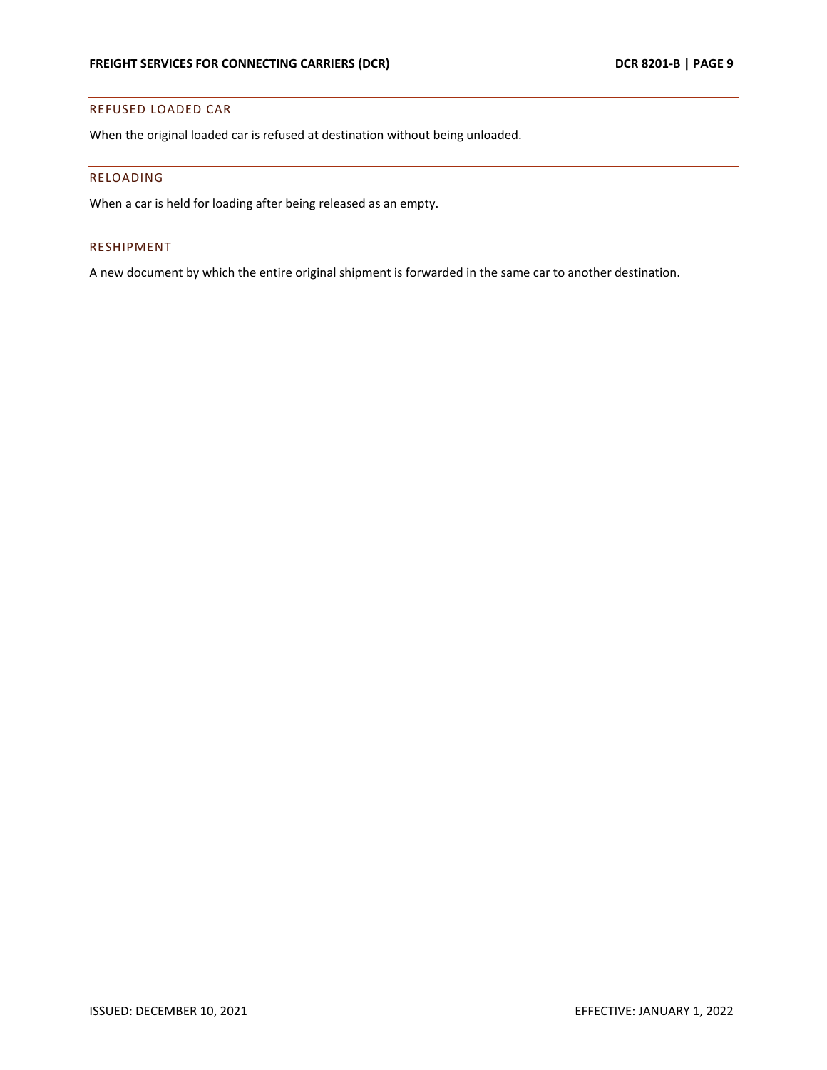### REFUSED LOADED CAR

When the original loaded car is refused at destination without being unloaded.

### RELOADING

When a car is held for loading after being released as an empty.

### RESHIPMENT

A new document by which the entire original shipment is forwarded in the same car to another destination.